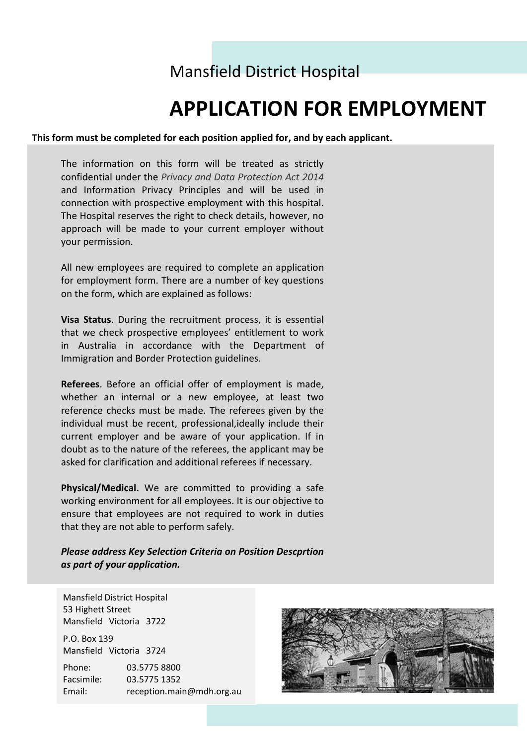Mansfield District Hospital

# APPLICATION FOR EMPLOYMENT

**This form must be completed for each position applied for, and by each applicant.**

The information on this form will be treated as strictly confidential under the *Privacy and Data Protection Act 2014* and Information Privacy Principles and will be used in connection with prospective employment with this hospital. The Hospital reserves the right to check details, however, no approach will be made to your current employer without your permission.

All new employees are required to complete an application for employment form. There are a number of key questions on the form, which are explained as follows:

**Visa Status**. During the recruitment process, it is essential that we check prospective employees' entitlement to work in Australia in accordance with the Department of Immigration and Border Protection guidelines.

**Referees**. Before an official offer of employment is made, whether an internal or a new employee, at least two reference checks must be made. The referees given by the individual must be recent, professional,ideally include their current employer and be aware of your application. If in doubt as to the nature of the referees, the applicant may be asked for clarification and additional referees if necessary.

**Physical/Medical.** We are committed to providing a safe working environment for all employees. It is our objective to ensure that employees are not required to work in duties that they are not able to perform safely.

***Please address Key Selection Criteria on Position Descprtion as part of your application.***

Mansfield District Hospital
53 Highett Street
Mansfield Victoria 3722

P.O. Box 139
Mansfield Victoria 3724

Phone: 03.5775 8800
Facsimile: 03.5775 1352
Email: reception.main@mdh.org.au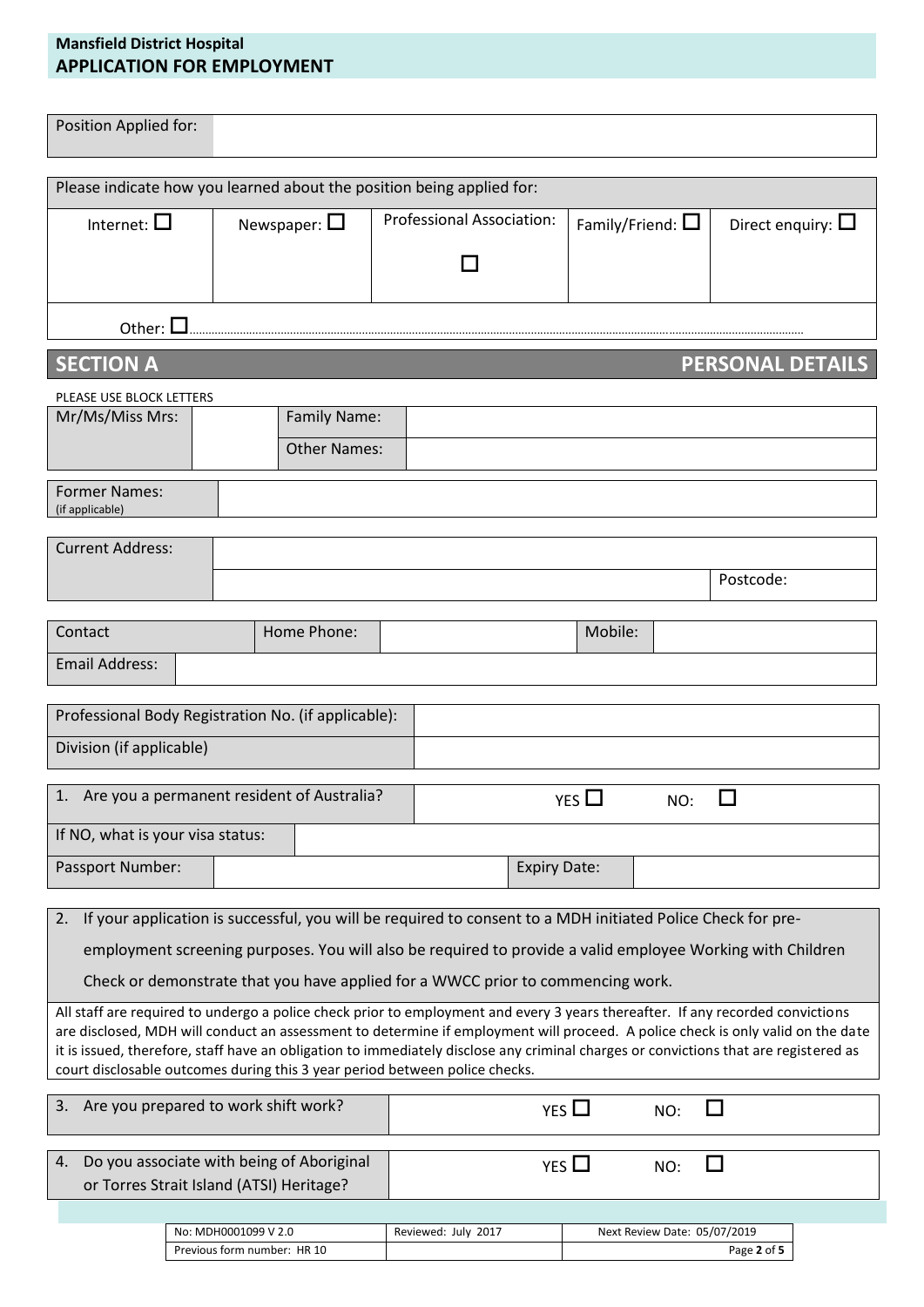**Mansfield District Hospital**
**APPLICATION FOR EMPLOYMENT**

| Position Applied for: | |
|---|---|

| Please indicate how you learned about the position being applied for: | | | | |
|---|---|---|---|---|
| Internet: ☐ | Newspaper: ☐ | Professional Association: ☐ | Family/Friend: ☐ | Direct enquiry: ☐ |
| Other: ☐………………………………………………………………………………………………………………… | | | | |

## SECTION A — PERSONAL DETAILS

PLEASE USE BLOCK LETTERS

| Mr/Ms/Miss Mrs: | | Family Name: | |
|---|---|---|---|
| | | Other Names: | |

| Former Names: (if applicable) | |
|---|---|

| Current Address: | | |
|---|---|---|
| | | Postcode: |

| Contact | Home Phone: | | Mobile: | |
|---|---|---|---|---|
| Email Address: | | | | |

| Professional Body Registration No. (if applicable): | |
|---|---|
| Division (if applicable) | |

| 1. Are you a permanent resident of Australia? | YES ☐ NO: ☐ | | |
|---|---|---|---|
| If NO, what is your visa status: | | | |
| Passport Number: | | Expiry Date: | |

2. If your application is successful, you will be required to consent to a MDH initiated Police Check for pre-employment screening purposes. You will also be required to provide a valid employee Working with Children Check or demonstrate that you have applied for a WWCC prior to commencing work.

All staff are required to undergo a police check prior to employment and every 3 years thereafter. If any recorded convictions are disclosed, MDH will conduct an assessment to determine if employment will proceed. A police check is only valid on the date it is issued, therefore, staff have an obligation to immediately disclose any criminal charges or convictions that are registered as court disclosable outcomes during this 3 year period between police checks.

| 3. Are you prepared to work shift work? | YES ☐ NO: ☐ |
|---|---|

| 4. Do you associate with being of Aboriginal or Torres Strait Island (ATSI) Heritage? | YES ☐ NO: ☐ |
|---|---|

| No: MDH0001099 V 2.0 | Reviewed: July 2017 | Next Review Date: 05/07/2019 |
|---|---|---|
| Previous form number: HR 10 | | |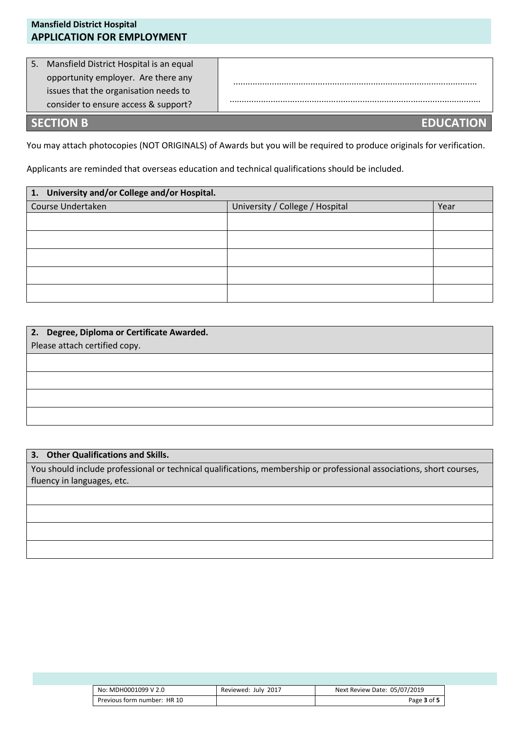| 5. Mansfield District Hospital is an equal opportunity employer. Are there any issues that the organisation needs to consider to ensure access & support? | ........................................................................................ ........................................................................................ |
|---|---|

## SECTION B EDUCATION

You may attach photocopies (NOT ORIGINALS) of Awards but you will be required to produce originals for verification.

Applicants are reminded that overseas education and technical qualifications should be included.

| **1. University and/or College and/or Hospital.** | | |
|---|---|---|
| Course Undertaken | University / College / Hospital | Year |
| | | |
| | | |
| | | |
| | | |
| | | |

| **2. Degree, Diploma or Certificate Awarded.** Please attach certified copy. |
|---|
| |
| |
| |
| |

| **3. Other Qualifications and Skills.** |
|---|
| You should include professional or technical qualifications, membership or professional associations, short courses, fluency in languages, etc. |
| |
| |
| |
| |

| No: MDH0001099 V 2.0 | Reviewed: July 2017 | Next Review Date: 05/07/2019 |
|---|---|---|
| Previous form number: HR 10 | | |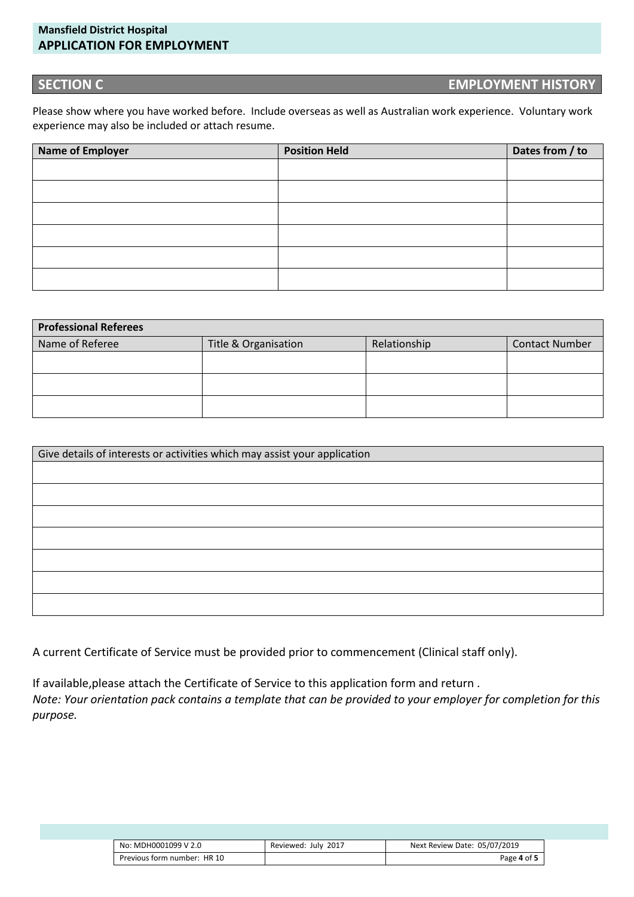## SECTION C — EMPLOYMENT HISTORY

Please show where you have worked before. Include overseas as well as Australian work experience. Voluntary work experience may also be included or attach resume.

| Name of Employer | Position Held | Dates from / to |
|---|---|---|
| | | |
| | | |
| | | |
| | | |
| | | |
| | | |

| Professional Referees | | | |
|---|---|---|---|
| Name of Referee | Title & Organisation | Relationship | Contact Number |
| | | | |
| | | | |
| | | | |

| Give details of interests or activities which may assist your application |
|---|
| |
| |
| |
| |
| |
| |
| |

A current Certificate of Service must be provided prior to commencement (Clinical staff only).

If available,please attach the Certificate of Service to this application form and return .

*Note: Your orientation pack contains a template that can be provided to your employer for completion for this purpose.*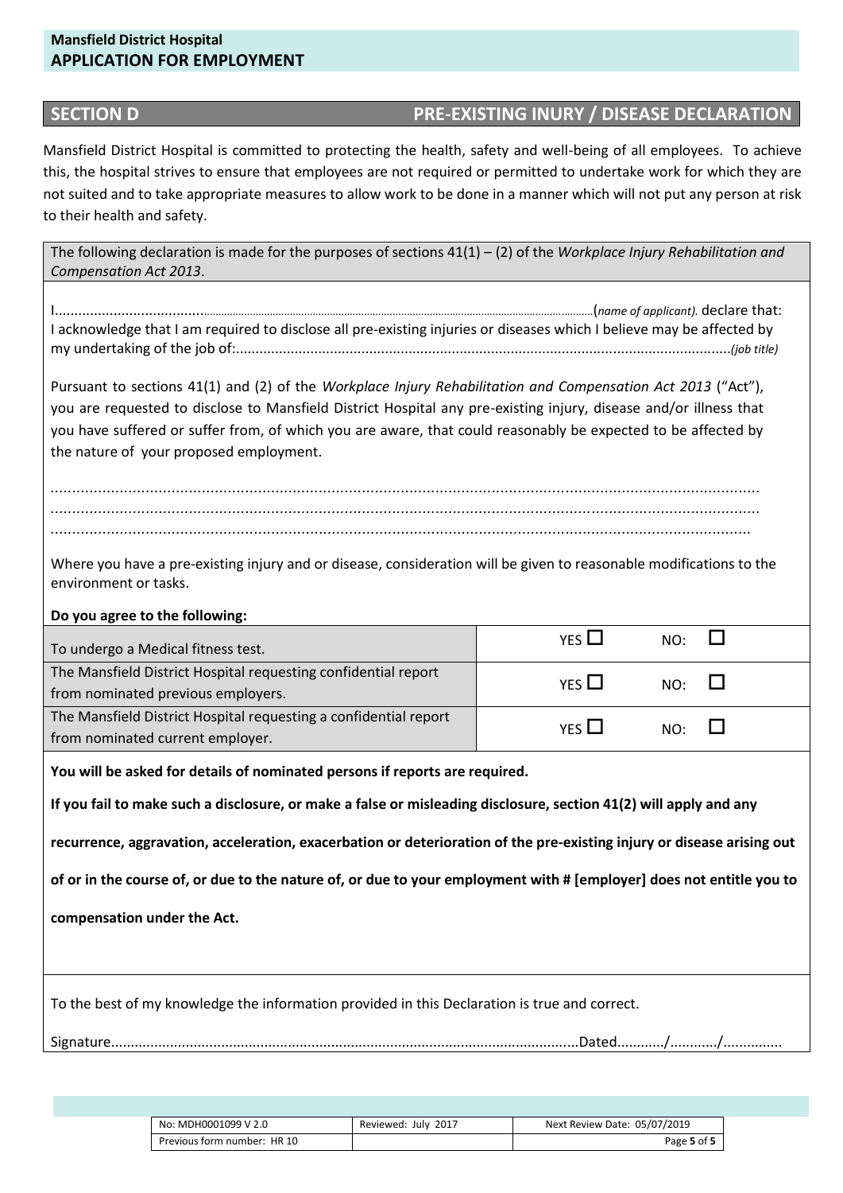**Mansfield District Hospital**
**APPLICATION FOR EMPLOYMENT**

## SECTION D PRE-EXISTING INURY / DISEASE DECLARATION

Mansfield District Hospital is committed to protecting the health, safety and well-being of all employees. To achieve this, the hospital strives to ensure that employees are not required or permitted to undertake work for which they are not suited and to take appropriate measures to allow work to be done in a manner which will not put any person at risk to their health and safety.

The following declaration is made for the purposes of sections 41(1) – (2) of the *Workplace Injury Rehabilitation and Compensation Act 2013*.

I.....................................................................................................(*name of applicant).* declare that:
I acknowledge that I am required to disclose all pre-existing injuries or diseases which I believe may be affected by my undertaking of the job of:.............................................................................................................................*(job title)*

Pursuant to sections 41(1) and (2) of the *Workplace Injury Rehabilitation and Compensation Act 2013* ("Act"), you are requested to disclose to Mansfield District Hospital any pre-existing injury, disease and/or illness that you have suffered or suffer from, of which you are aware, that could reasonably be expected to be affected by the nature of your proposed employment.

.......................................................................................................................................................................
.......................................................................................................................................................................
.......................................................................................................................................................................

Where you have a pre-existing injury and or disease, consideration will be given to reasonable modifications to the environment or tasks.

**Do you agree to the following:**

| | | |
|---|---|---|
| To undergo a Medical fitness test. | YES ☐ | NO: ☐ |
| The Mansfield District Hospital requesting confidential report from nominated previous employers. | YES ☐ | NO: ☐ |
| The Mansfield District Hospital requesting a confidential report from nominated current employer. | YES ☐ | NO: ☐ |

**You will be asked for details of nominated persons if reports are required.**

**If you fail to make such a disclosure, or make a false or misleading disclosure, section 41(2) will apply and any recurrence, aggravation, acceleration, exacerbation or deterioration of the pre-existing injury or disease arising out of or in the course of, or due to the nature of, or due to your employment with # [employer] does not entitle you to compensation under the Act.**

To the best of my knowledge the information provided in this Declaration is true and correct.

Signature.......................................................................................................................Dated............/............/...............

| | | |
|---|---|---|
| No: MDH0001099 V 2.0 | Reviewed: July 2017 | Next Review Date: 05/07/2019 |
| Previous form number: HR 10 | | |